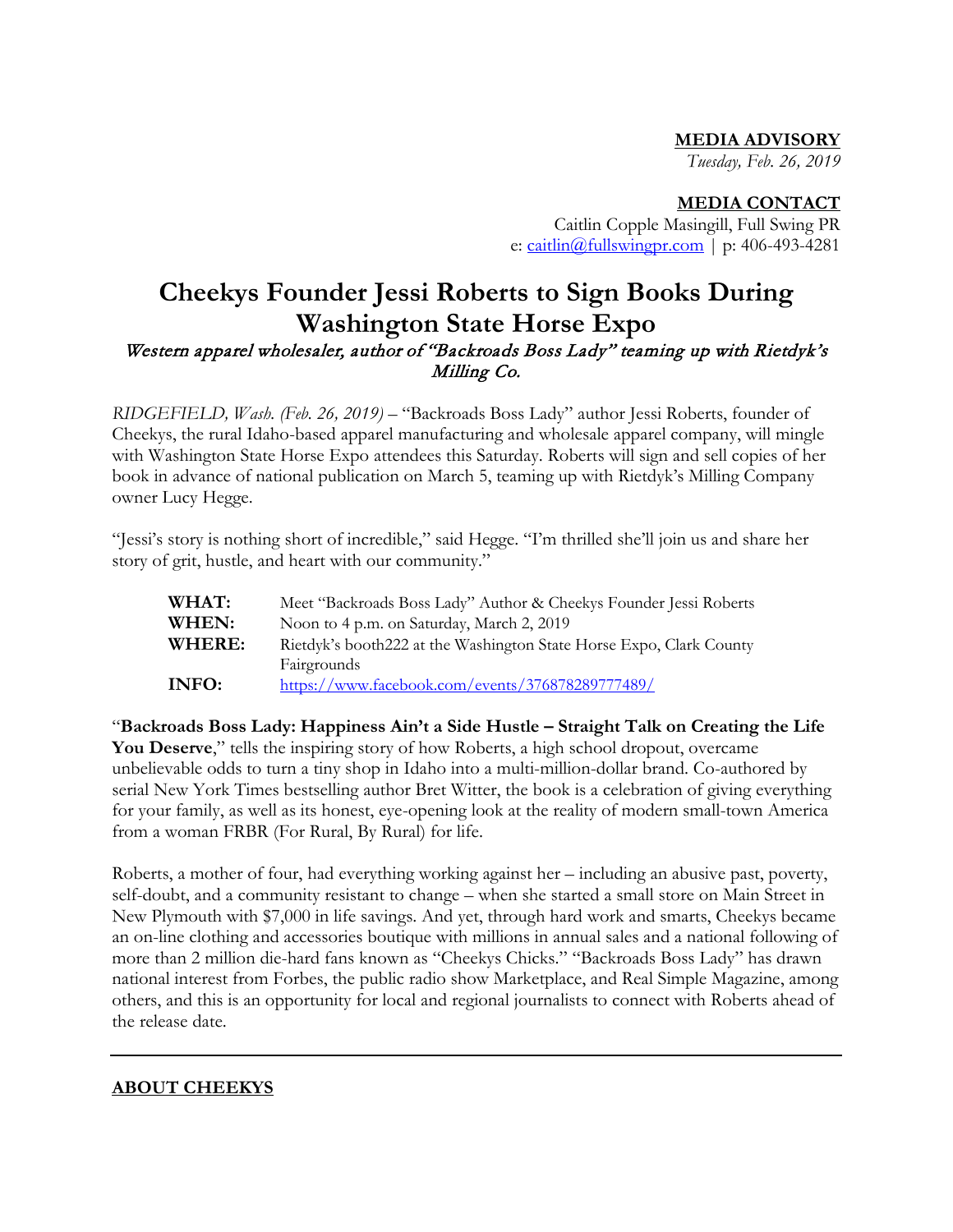**MEDIA ADVISORY**

*Tuesday, Feb. 26, 2019*

**MEDIA CONTACT**

Caitlin Copple Masingill, Full Swing PR

e: caitlin@fullswingpr.com | p: 406-493-4281

# Cheekys Founder Jessi Roberts to Sign Books During Washington State Horse Expo

*Western apparel wholesaler, author of "Backroads Boss Lady" teaming up with Rietdyk's Milling Co.*

*RIDGEFIELD, Wash. (Feb. 26, 2019)* – "Backroads Boss Lady" author Jessi Roberts, founder of Cheekys, the rural Idaho-based apparel manufacturing and wholesale apparel company, will mingle with Washington State Horse Expo attendees this Saturday. Roberts will sign and sell copies of her book in advance of national publication on March 5, teaming up with Rietdyk's Milling Company owner Lucy Hegge.

"Jessi's story is nothing short of incredible," said Hegge. "I'm thrilled she'll join us and share her story of grit, hustle, and heart with our community."

| | |
|---|---|
| **WHAT:** | Meet "Backroads Boss Lady" Author & Cheekys Founder Jessi Roberts |
| **WHEN:** | Noon to 4 p.m. on Saturday, March 2, 2019 |
| **WHERE:** | Rietdyk's booth222 at the Washington State Horse Expo, Clark County Fairgrounds |
| **INFO:** | https://www.facebook.com/events/376878289777489/ |

"**Backroads Boss Lady: Happiness Ain't a Side Hustle – Straight Talk on Creating the Life You Deserve**," tells the inspiring story of how Roberts, a high school dropout, overcame unbelievable odds to turn a tiny shop in Idaho into a multi-million-dollar brand. Co-authored by serial New York Times bestselling author Bret Witter, the book is a celebration of giving everything for your family, as well as its honest, eye-opening look at the reality of modern small-town America from a woman FRBR (For Rural, By Rural) for life.

Roberts, a mother of four, had everything working against her – including an abusive past, poverty, self-doubt, and a community resistant to change – when she started a small store on Main Street in New Plymouth with $7,000 in life savings. And yet, through hard work and smarts, Cheekys became an on-line clothing and accessories boutique with millions in annual sales and a national following of more than 2 million die-hard fans known as "Cheekys Chicks." "Backroads Boss Lady" has drawn national interest from Forbes, the public radio show Marketplace, and Real Simple Magazine, among others, and this is an opportunity for local and regional journalists to connect with Roberts ahead of the release date.

---

## ABOUT CHEEKYS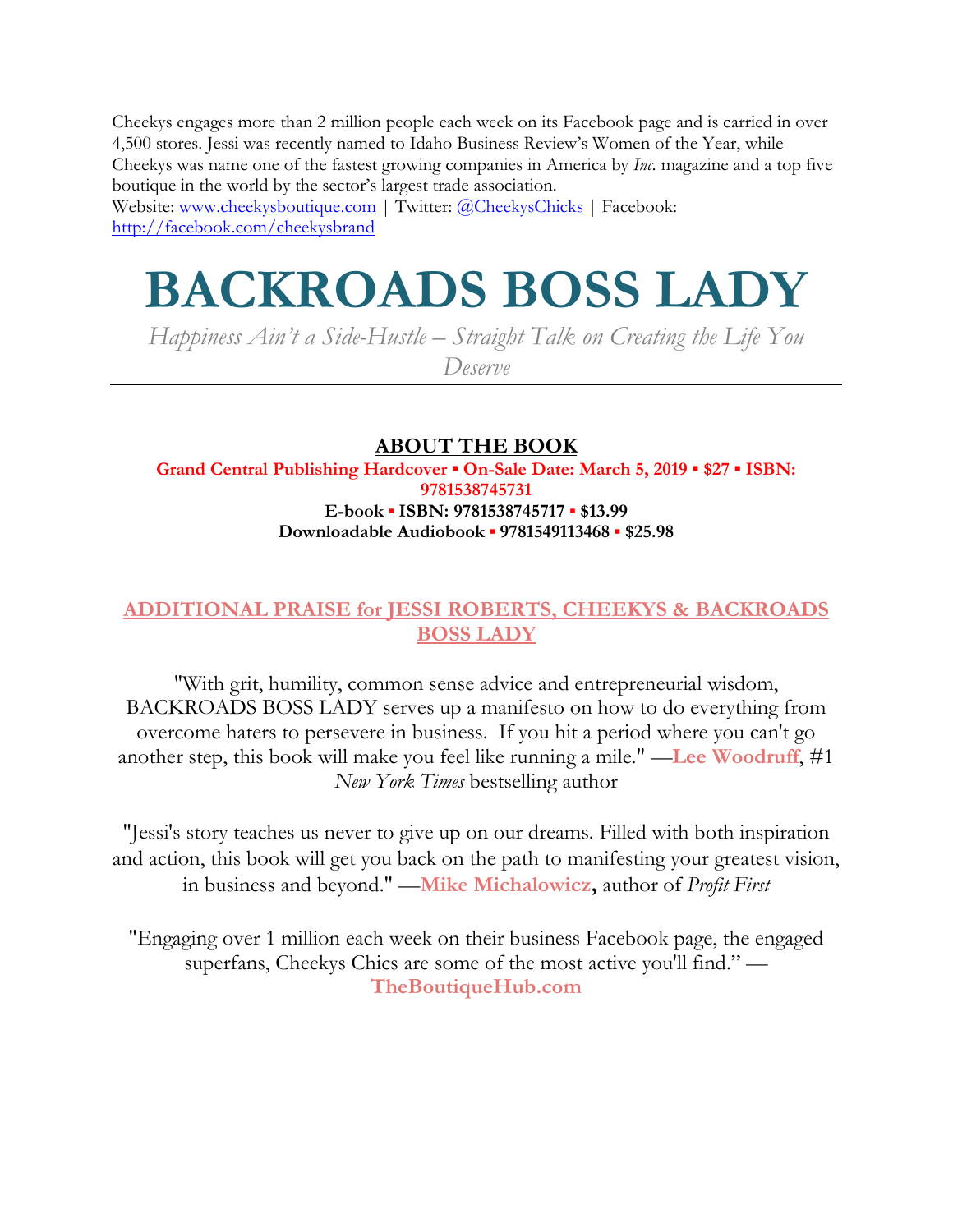Cheekys engages more than 2 million people each week on its Facebook page and is carried in over 4,500 stores. Jessi was recently named to Idaho Business Review's Women of the Year, while Cheekys was name one of the fastest growing companies in America by *Inc.* magazine and a top five boutique in the world by the sector's largest trade association.
Website: [www.cheekysboutique.com](www.cheekysboutique.com) | Twitter: [@CheekysChicks]() | Facebook: [http://facebook.com/cheekysbrand](http://facebook.com/cheekysbrand)

# BACKROADS BOSS LADY

*Happiness Ain't a Side-Hustle – Straight Talk on Creating the Life You Deserve*

---

## ABOUT THE BOOK

**Grand Central Publishing Hardcover ▪ On-Sale Date: March 5, 2019 ▪ $27 ▪ ISBN: 9781538745731**

**E-book ▪ ISBN: 9781538745717 ▪ $13.99**

**Downloadable Audiobook ▪ 9781549113468 ▪ $25.98**

## ADDITIONAL PRAISE for JESSI ROBERTS, CHEEKYS & BACKROADS BOSS LADY

"With grit, humility, common sense advice and entrepreneurial wisdom, BACKROADS BOSS LADY serves up a manifesto on how to do everything from overcome haters to persevere in business. If you hit a period where you can't go another step, this book will make you feel like running a mile." —**Lee Woodruff**, #1 *New York Times* bestselling author

"Jessi's story teaches us never to give up on our dreams. Filled with both inspiration and action, this book will get you back on the path to manifesting your greatest vision, in business and beyond." —**Mike Michalowicz,** author of *Profit First*

"Engaging over 1 million each week on their business Facebook page, the engaged superfans, Cheekys Chics are some of the most active you'll find." —**TheBoutiqueHub.com**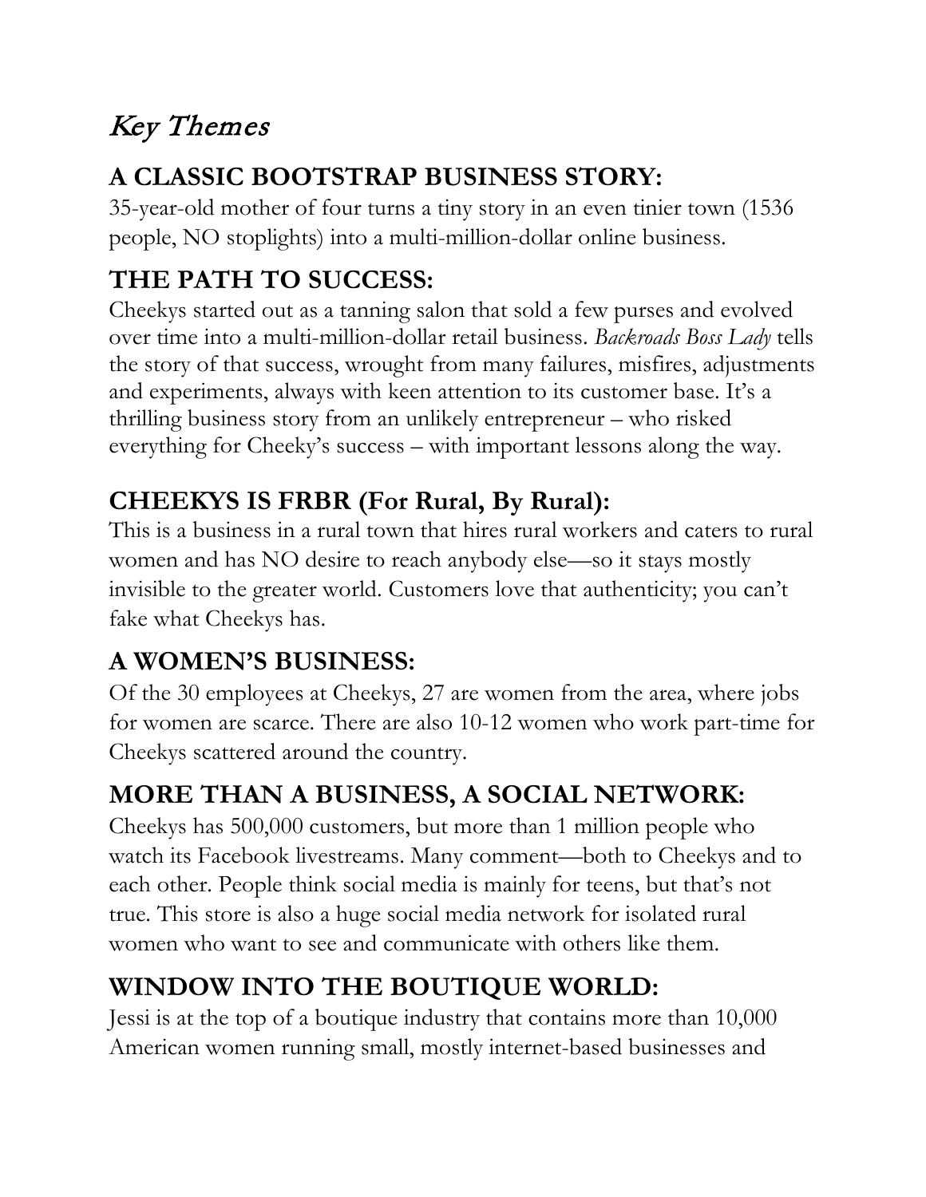# *Key Themes*

## A CLASSIC BOOTSTRAP BUSINESS STORY:

35-year-old mother of four turns a tiny story in an even tinier town (1536 people, NO stoplights) into a multi-million-dollar online business.

## THE PATH TO SUCCESS:

Cheekys started out as a tanning salon that sold a few purses and evolved over time into a multi-million-dollar retail business. *Backroads Boss Lady* tells the story of that success, wrought from many failures, misfires, adjustments and experiments, always with keen attention to its customer base. It's a thrilling business story from an unlikely entrepreneur – who risked everything for Cheeky's success – with important lessons along the way.

## CHEEKYS IS FRBR (For Rural, By Rural):

This is a business in a rural town that hires rural workers and caters to rural women and has NO desire to reach anybody else—so it stays mostly invisible to the greater world. Customers love that authenticity; you can't fake what Cheekys has.

## A WOMEN'S BUSINESS:

Of the 30 employees at Cheekys, 27 are women from the area, where jobs for women are scarce. There are also 10-12 women who work part-time for Cheekys scattered around the country.

## MORE THAN A BUSINESS, A SOCIAL NETWORK:

Cheekys has 500,000 customers, but more than 1 million people who watch its Facebook livestreams. Many comment—both to Cheekys and to each other. People think social media is mainly for teens, but that's not true. This store is also a huge social media network for isolated rural women who want to see and communicate with others like them.

## WINDOW INTO THE BOUTIQUE WORLD:

Jessi is at the top of a boutique industry that contains more than 10,000 American women running small, mostly internet-based businesses and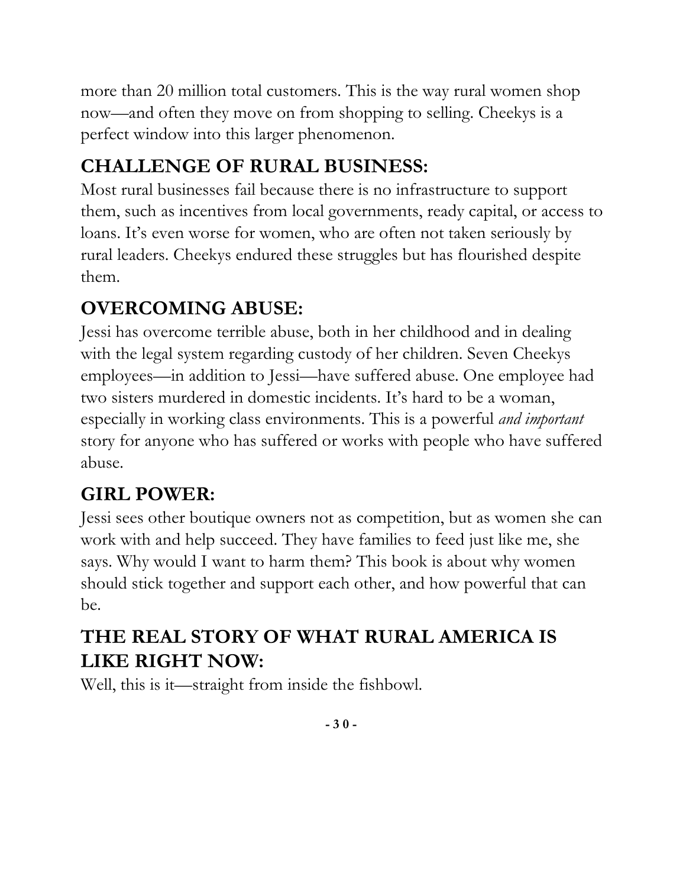more than 20 million total customers. This is the way rural women shop now—and often they move on from shopping to selling. Cheekys is a perfect window into this larger phenomenon.

## CHALLENGE OF RURAL BUSINESS:

Most rural businesses fail because there is no infrastructure to support them, such as incentives from local governments, ready capital, or access to loans. It's even worse for women, who are often not taken seriously by rural leaders. Cheekys endured these struggles but has flourished despite them.

## OVERCOMING ABUSE:

Jessi has overcome terrible abuse, both in her childhood and in dealing with the legal system regarding custody of her children. Seven Cheekys employees—in addition to Jessi—have suffered abuse. One employee had two sisters murdered in domestic incidents. It's hard to be a woman, especially in working class environments. This is a powerful *and important* story for anyone who has suffered or works with people who have suffered abuse.

## GIRL POWER:

Jessi sees other boutique owners not as competition, but as women she can work with and help succeed. They have families to feed just like me, she says. Why would I want to harm them? This book is about why women should stick together and support each other, and how powerful that can be.

## THE REAL STORY OF WHAT RURAL AMERICA IS LIKE RIGHT NOW:

Well, this is it—straight from inside the fishbowl.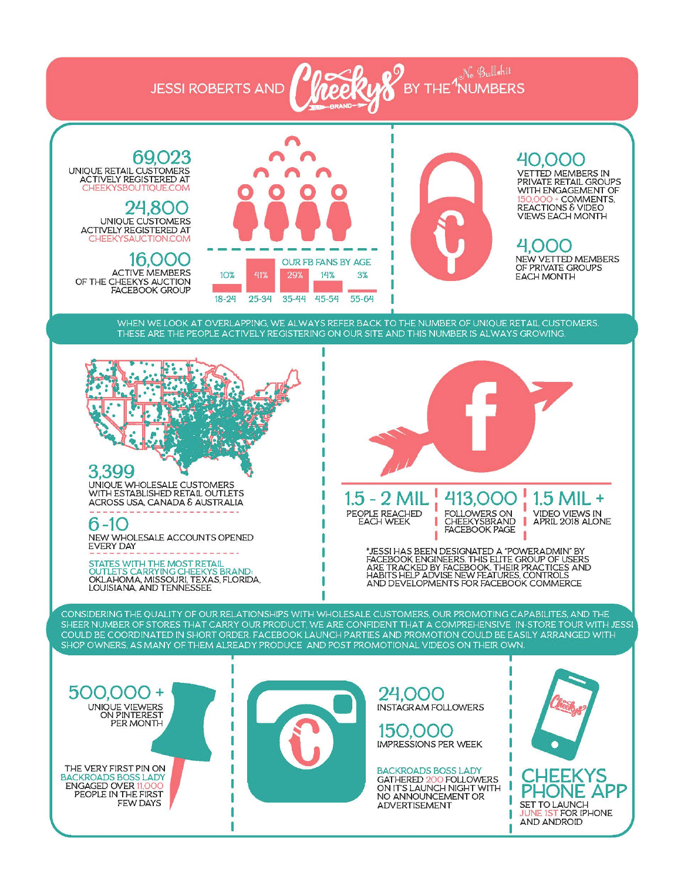# JESSI ROBERTS AND Cheekys BY THE No Bullshit NUMBERS

**69,023**
UNIQUE RETAIL CUSTOMERS ACTIVELY REGISTERED AT CHEEKYSBOUTIQUE.COM

**24,800**
UNIQUE CUSTOMERS ACTIVELY REGISTERED AT CHEEKYSAUCTION.COM

**16,000**
ACTIVE MEMBERS OF THE CHEEKYS AUCTION FACEBOOK GROUP

OUR FB FANS BY AGE

10%
41%
29%
14%
3%

18-24
25-34
35-44
45-54
55-64

**40,000**
VETTED MEMBERS IN PRIVATE RETAIL GROUPS WITH ENGAGEMENT OF 150,000 + COMMENTS, REACTIONS & VIDEO VIEWS EACH MONTH

**4,000**
NEW VETTED MEMBERS OF PRIVATE GROUPS EACH MONTH

WHEN WE LOOK AT OVERLAPPING, WE ALWAYS REFER BACK TO THE NUMBER OF UNIQUE RETAIL CUSTOMERS. THESE ARE THE PEOPLE ACTIVELY REGISTERING ON OUR SITE AND THIS NUMBER IS ALWAYS GROWING.

**3,399**
UNIQUE WHOLESALE CUSTOMERS WITH ESTABLISHED RETAIL OUTLETS ACROSS USA, CANADA & AUSTRALIA

**6-10**
NEW WHOLESALE ACCOUNTS OPENED EVERY DAY

STATES WITH THE MOST RETAIL OUTLETS CARRYING CHEEKYS BRAND: OKLAHOMA, MISSOURI, TEXAS, FLORIDA, LOUISIANA, AND TENNESSEE

**1.5 - 2 MIL**
PEOPLE REACHED EACH WEEK

**413,000**
FOLLOWERS ON CHEEKYSBRAND FACEBOOK PAGE

**1.5 MIL +**
VIDEO VIEWS IN APRIL 2018 ALONE

*JESSI HAS BEEN DESIGNATED A "POWERADMIN" BY FACEBOOK ENGINEERS. THIS ELITE GROUP OF USERS ARE TRACKED BY FACEBOOK. THEIR PRACTICES AND HABITS HELP ADVISE NEW FEATURES, CONTROLS AND DEVELOPMENTS FOR FACEBOOK COMMERCE

CONSIDERING THE QUALITY OF OUR RELATIONSHIPS WITH WHOLESALE CUSTOMERS, OUR PROMOTING CAPABILITES, AND THE SHEER NUMBER OF STORES THAT CARRY OUR PRODUCT, WE ARE CONFIDENT THAT A COMPREHENSIVE IN-STORE TOUR WITH JESSI COULD BE COORDINATED IN SHORT ORDER. FACEBOOK LAUNCH PARTIES AND PROMOTION COULD BE EASILY ARRANGED WITH SHOP OWNERS, AS MANY OF THEM ALREADY PRODUCE AND POST PROMOTIONAL VIDEOS ON THEIR OWN.

**500,000 +**
UNIQUE VIEWERS ON PINTEREST PER MONTH

THE VERY FIRST PIN ON BACKROADS BOSS LADY ENGAGED OVER 11,000 PEOPLE IN THE FIRST FEW DAYS

**24,000**
INSTAGRAM FOLLOWERS

**150,000**
IMPRESSIONS PER WEEK

BACKROADS BOSS LADY GATHERED 200 FOLLOWERS ON IT'S LAUNCH NIGHT WITH NO ANNOUNCEMENT OR ADVERTISEMENT

**CHEEKYS PHONE APP**
SET TO LAUNCH JUNE 1ST FOR IPHONE AND ANDROID